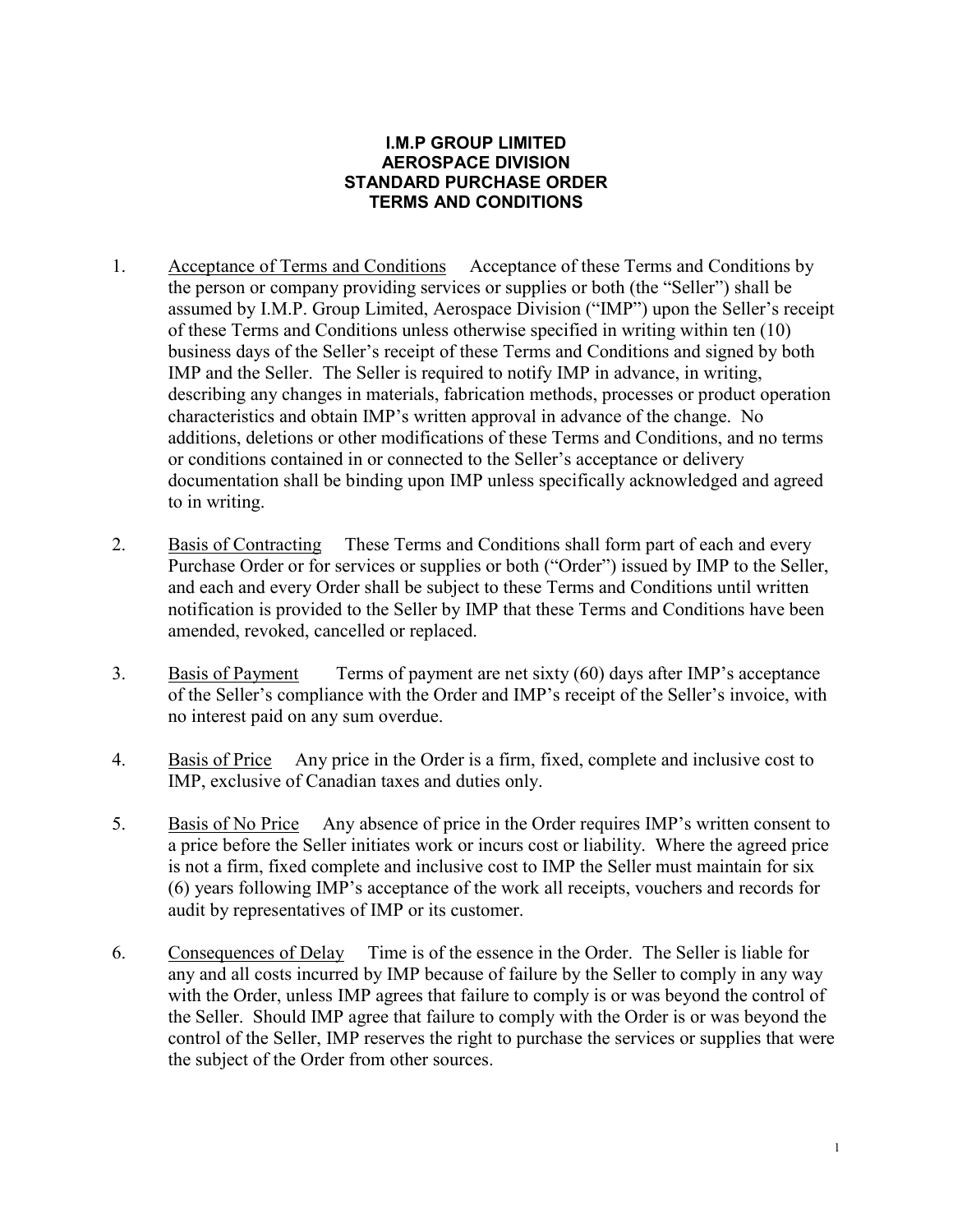**I.M.P GROUP LIMITED**
**AEROSPACE DIVISION**
**STANDARD PURCHASE ORDER**
**TERMS AND CONDITIONS**

1. Acceptance of Terms and Conditions   Acceptance of these Terms and Conditions by the person or company providing services or supplies or both (the "Seller") shall be assumed by I.M.P. Group Limited, Aerospace Division ("IMP") upon the Seller's receipt of these Terms and Conditions unless otherwise specified in writing within ten (10) business days of the Seller's receipt of these Terms and Conditions and signed by both IMP and the Seller. The Seller is required to notify IMP in advance, in writing, describing any changes in materials, fabrication methods, processes or product operation characteristics and obtain IMP's written approval in advance of the change. No additions, deletions or other modifications of these Terms and Conditions, and no terms or conditions contained in or connected to the Seller's acceptance or delivery documentation shall be binding upon IMP unless specifically acknowledged and agreed to in writing.

2. Basis of Contracting   These Terms and Conditions shall form part of each and every Purchase Order or for services or supplies or both ("Order") issued by IMP to the Seller, and each and every Order shall be subject to these Terms and Conditions until written notification is provided to the Seller by IMP that these Terms and Conditions have been amended, revoked, cancelled or replaced.

3. Basis of Payment   Terms of payment are net sixty (60) days after IMP's acceptance of the Seller's compliance with the Order and IMP's receipt of the Seller's invoice, with no interest paid on any sum overdue.

4. Basis of Price   Any price in the Order is a firm, fixed, complete and inclusive cost to IMP, exclusive of Canadian taxes and duties only.

5. Basis of No Price   Any absence of price in the Order requires IMP's written consent to a price before the Seller initiates work or incurs cost or liability. Where the agreed price is not a firm, fixed complete and inclusive cost to IMP the Seller must maintain for six (6) years following IMP's acceptance of the work all receipts, vouchers and records for audit by representatives of IMP or its customer.

6. Consequences of Delay   Time is of the essence in the Order. The Seller is liable for any and all costs incurred by IMP because of failure by the Seller to comply in any way with the Order, unless IMP agrees that failure to comply is or was beyond the control of the Seller. Should IMP agree that failure to comply with the Order is or was beyond the control of the Seller, IMP reserves the right to purchase the services or supplies that were the subject of the Order from other sources.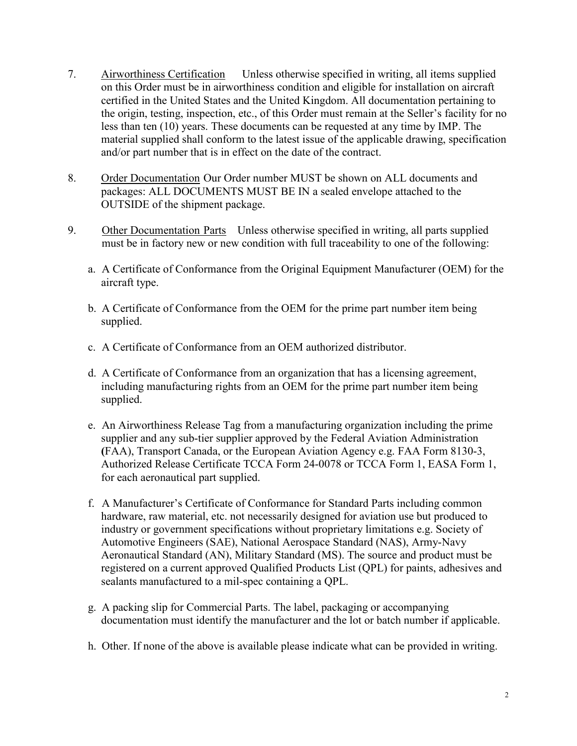7. <u>Airworthiness Certification</u> Unless otherwise specified in writing, all items supplied on this Order must be in airworthiness condition and eligible for installation on aircraft certified in the United States and the United Kingdom. All documentation pertaining to the origin, testing, inspection, etc., of this Order must remain at the Seller's facility for no less than ten (10) years. These documents can be requested at any time by IMP. The material supplied shall conform to the latest issue of the applicable drawing, specification and/or part number that is in effect on the date of the contract.

8. <u>Order Documentation</u> Our Order number MUST be shown on ALL documents and packages: ALL DOCUMENTS MUST BE IN a sealed envelope attached to the OUTSIDE of the shipment package.

9. <u>Other Documentation Parts</u> Unless otherwise specified in writing, all parts supplied must be in factory new or new condition with full traceability to one of the following:

   a. A Certificate of Conformance from the Original Equipment Manufacturer (OEM) for the aircraft type.

   b. A Certificate of Conformance from the OEM for the prime part number item being supplied.

   c. A Certificate of Conformance from an OEM authorized distributor.

   d. A Certificate of Conformance from an organization that has a licensing agreement, including manufacturing rights from an OEM for the prime part number item being supplied.

   e. An Airworthiness Release Tag from a manufacturing organization including the prime supplier and any sub-tier supplier approved by the Federal Aviation Administration (FAA), Transport Canada, or the European Aviation Agency e.g. FAA Form 8130-3, Authorized Release Certificate TCCA Form 24-0078 or TCCA Form 1, EASA Form 1, for each aeronautical part supplied.

   f. A Manufacturer's Certificate of Conformance for Standard Parts including common hardware, raw material, etc. not necessarily designed for aviation use but produced to industry or government specifications without proprietary limitations e.g. Society of Automotive Engineers (SAE), National Aerospace Standard (NAS), Army-Navy Aeronautical Standard (AN), Military Standard (MS). The source and product must be registered on a current approved Qualified Products List (QPL) for paints, adhesives and sealants manufactured to a mil-spec containing a QPL.

   g. A packing slip for Commercial Parts. The label, packaging or accompanying documentation must identify the manufacturer and the lot or batch number if applicable.

   h. Other. If none of the above is available please indicate what can be provided in writing.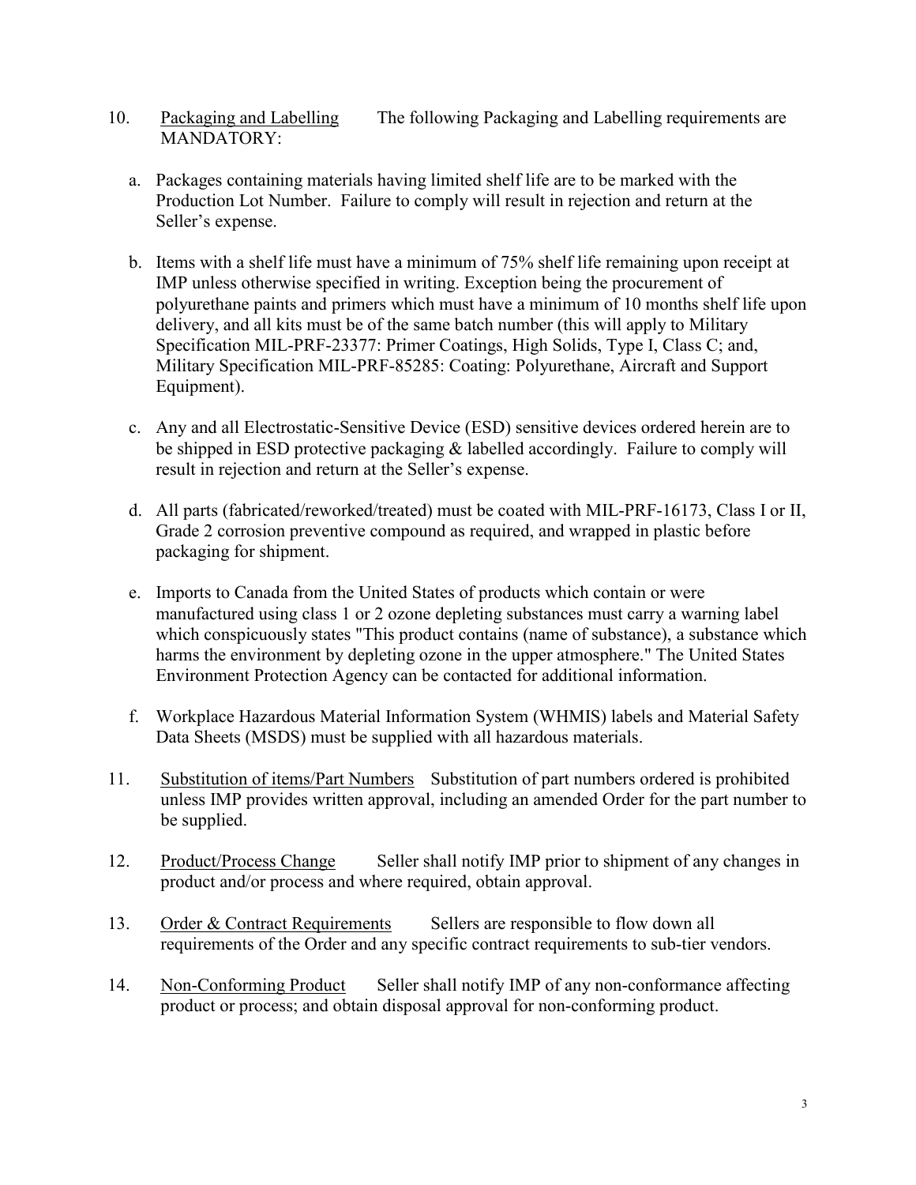10. <u>Packaging and Labelling</u> The following Packaging and Labelling requirements are MANDATORY:

   a. Packages containing materials having limited shelf life are to be marked with the Production Lot Number. Failure to comply will result in rejection and return at the Seller's expense.

   b. Items with a shelf life must have a minimum of 75% shelf life remaining upon receipt at IMP unless otherwise specified in writing. Exception being the procurement of polyurethane paints and primers which must have a minimum of 10 months shelf life upon delivery, and all kits must be of the same batch number (this will apply to Military Specification MIL-PRF-23377: Primer Coatings, High Solids, Type I, Class C; and, Military Specification MIL-PRF-85285: Coating: Polyurethane, Aircraft and Support Equipment).

   c. Any and all Electrostatic-Sensitive Device (ESD) sensitive devices ordered herein are to be shipped in ESD protective packaging & labelled accordingly. Failure to comply will result in rejection and return at the Seller's expense.

   d. All parts (fabricated/reworked/treated) must be coated with MIL-PRF-16173, Class I or II, Grade 2 corrosion preventive compound as required, and wrapped in plastic before packaging for shipment.

   e. Imports to Canada from the United States of products which contain or were manufactured using class 1 or 2 ozone depleting substances must carry a warning label which conspicuously states "This product contains (name of substance), a substance which harms the environment by depleting ozone in the upper atmosphere." The United States Environment Protection Agency can be contacted for additional information.

   f. Workplace Hazardous Material Information System (WHMIS) labels and Material Safety Data Sheets (MSDS) must be supplied with all hazardous materials.

11. <u>Substitution of items/Part Numbers</u> Substitution of part numbers ordered is prohibited unless IMP provides written approval, including an amended Order for the part number to be supplied.

12. <u>Product/Process Change</u> Seller shall notify IMP prior to shipment of any changes in product and/or process and where required, obtain approval.

13. <u>Order & Contract Requirements</u> Sellers are responsible to flow down all requirements of the Order and any specific contract requirements to sub-tier vendors.

14. <u>Non-Conforming Product</u> Seller shall notify IMP of any non-conformance affecting product or process; and obtain disposal approval for non-conforming product.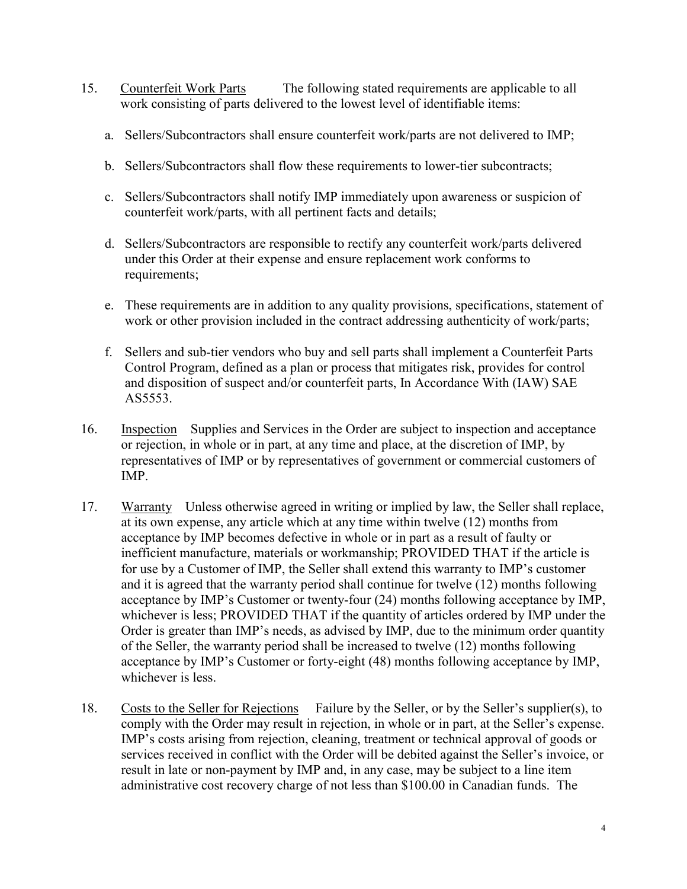15. Counterfeit Work Parts The following stated requirements are applicable to all work consisting of parts delivered to the lowest level of identifiable items:

    a. Sellers/Subcontractors shall ensure counterfeit work/parts are not delivered to IMP;

    b. Sellers/Subcontractors shall flow these requirements to lower-tier subcontracts;

    c. Sellers/Subcontractors shall notify IMP immediately upon awareness or suspicion of counterfeit work/parts, with all pertinent facts and details;

    d. Sellers/Subcontractors are responsible to rectify any counterfeit work/parts delivered under this Order at their expense and ensure replacement work conforms to requirements;

    e. These requirements are in addition to any quality provisions, specifications, statement of work or other provision included in the contract addressing authenticity of work/parts;

    f. Sellers and sub-tier vendors who buy and sell parts shall implement a Counterfeit Parts Control Program, defined as a plan or process that mitigates risk, provides for control and disposition of suspect and/or counterfeit parts, In Accordance With (IAW) SAE AS5553.

16. Inspection Supplies and Services in the Order are subject to inspection and acceptance or rejection, in whole or in part, at any time and place, at the discretion of IMP, by representatives of IMP or by representatives of government or commercial customers of IMP.

17. Warranty Unless otherwise agreed in writing or implied by law, the Seller shall replace, at its own expense, any article which at any time within twelve (12) months from acceptance by IMP becomes defective in whole or in part as a result of faulty or inefficient manufacture, materials or workmanship; PROVIDED THAT if the article is for use by a Customer of IMP, the Seller shall extend this warranty to IMP's customer and it is agreed that the warranty period shall continue for twelve (12) months following acceptance by IMP's Customer or twenty-four (24) months following acceptance by IMP, whichever is less; PROVIDED THAT if the quantity of articles ordered by IMP under the Order is greater than IMP's needs, as advised by IMP, due to the minimum order quantity of the Seller, the warranty period shall be increased to twelve (12) months following acceptance by IMP's Customer or forty-eight (48) months following acceptance by IMP, whichever is less.

18. Costs to the Seller for Rejections Failure by the Seller, or by the Seller's supplier(s), to comply with the Order may result in rejection, in whole or in part, at the Seller's expense. IMP's costs arising from rejection, cleaning, treatment or technical approval of goods or services received in conflict with the Order will be debited against the Seller's invoice, or result in late or non-payment by IMP and, in any case, may be subject to a line item administrative cost recovery charge of not less than $100.00 in Canadian funds. The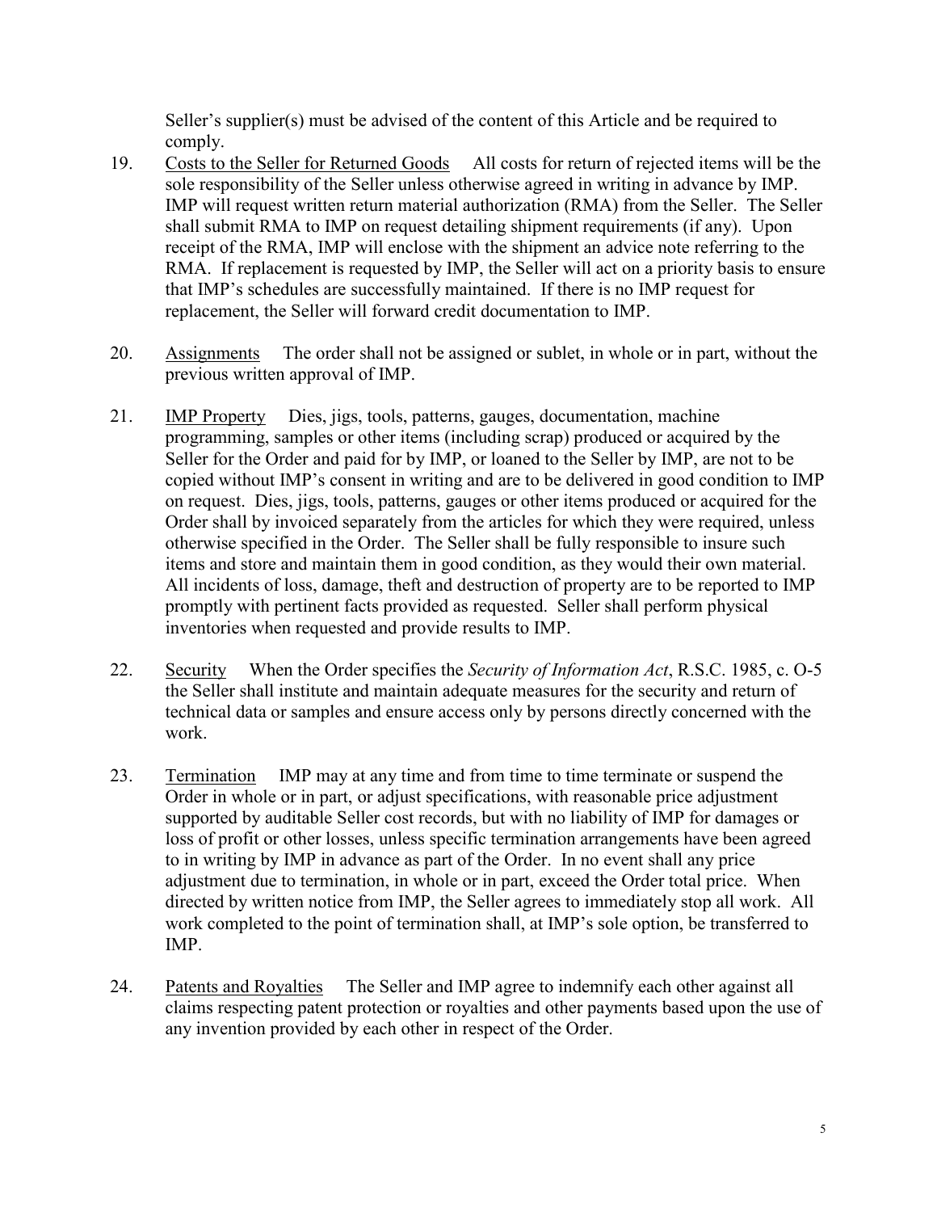Seller's supplier(s) must be advised of the content of this Article and be required to comply.

19. Costs to the Seller for Returned Goods All costs for return of rejected items will be the sole responsibility of the Seller unless otherwise agreed in writing in advance by IMP. IMP will request written return material authorization (RMA) from the Seller. The Seller shall submit RMA to IMP on request detailing shipment requirements (if any). Upon receipt of the RMA, IMP will enclose with the shipment an advice note referring to the RMA. If replacement is requested by IMP, the Seller will act on a priority basis to ensure that IMP's schedules are successfully maintained. If there is no IMP request for replacement, the Seller will forward credit documentation to IMP.

20. Assignments The order shall not be assigned or sublet, in whole or in part, without the previous written approval of IMP.

21. IMP Property Dies, jigs, tools, patterns, gauges, documentation, machine programming, samples or other items (including scrap) produced or acquired by the Seller for the Order and paid for by IMP, or loaned to the Seller by IMP, are not to be copied without IMP's consent in writing and are to be delivered in good condition to IMP on request. Dies, jigs, tools, patterns, gauges or other items produced or acquired for the Order shall by invoiced separately from the articles for which they were required, unless otherwise specified in the Order. The Seller shall be fully responsible to insure such items and store and maintain them in good condition, as they would their own material. All incidents of loss, damage, theft and destruction of property are to be reported to IMP promptly with pertinent facts provided as requested. Seller shall perform physical inventories when requested and provide results to IMP.

22. Security When the Order specifies the *Security of Information Act*, R.S.C. 1985, c. O-5 the Seller shall institute and maintain adequate measures for the security and return of technical data or samples and ensure access only by persons directly concerned with the work.

23. Termination IMP may at any time and from time to time terminate or suspend the Order in whole or in part, or adjust specifications, with reasonable price adjustment supported by auditable Seller cost records, but with no liability of IMP for damages or loss of profit or other losses, unless specific termination arrangements have been agreed to in writing by IMP in advance as part of the Order. In no event shall any price adjustment due to termination, in whole or in part, exceed the Order total price. When directed by written notice from IMP, the Seller agrees to immediately stop all work. All work completed to the point of termination shall, at IMP's sole option, be transferred to IMP.

24. Patents and Royalties The Seller and IMP agree to indemnify each other against all claims respecting patent protection or royalties and other payments based upon the use of any invention provided by each other in respect of the Order.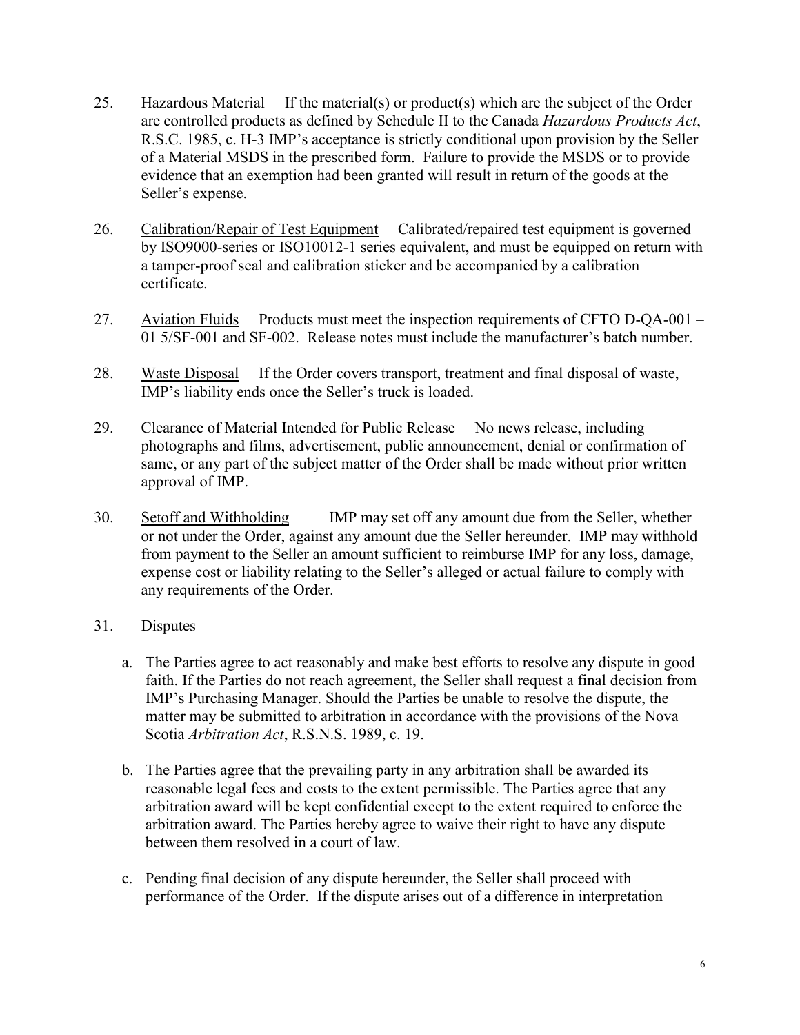25. Hazardous Material     If the material(s) or product(s) which are the subject of the Order are controlled products as defined by Schedule II to the Canada *Hazardous Products Act*, R.S.C. 1985, c. H-3 IMP's acceptance is strictly conditional upon provision by the Seller of a Material MSDS in the prescribed form. Failure to provide the MSDS or to provide evidence that an exemption had been granted will result in return of the goods at the Seller's expense.

26. Calibration/Repair of Test Equipment     Calibrated/repaired test equipment is governed by ISO9000-series or ISO10012-1 series equivalent, and must be equipped on return with a tamper-proof seal and calibration sticker and be accompanied by a calibration certificate.

27. Aviation Fluids     Products must meet the inspection requirements of CFTO D-QA-001 – 01 5/SF-001 and SF-002. Release notes must include the manufacturer's batch number.

28. Waste Disposal     If the Order covers transport, treatment and final disposal of waste, IMP's liability ends once the Seller's truck is loaded.

29. Clearance of Material Intended for Public Release     No news release, including photographs and films, advertisement, public announcement, denial or confirmation of same, or any part of the subject matter of the Order shall be made without prior written approval of IMP.

30. Setoff and Withholding     IMP may set off any amount due from the Seller, whether or not under the Order, against any amount due the Seller hereunder. IMP may withhold from payment to the Seller an amount sufficient to reimburse IMP for any loss, damage, expense cost or liability relating to the Seller's alleged or actual failure to comply with any requirements of the Order.

31. Disputes

    a. The Parties agree to act reasonably and make best efforts to resolve any dispute in good faith. If the Parties do not reach agreement, the Seller shall request a final decision from IMP's Purchasing Manager. Should the Parties be unable to resolve the dispute, the matter may be submitted to arbitration in accordance with the provisions of the Nova Scotia *Arbitration Act*, R.S.N.S. 1989, c. 19.

    b. The Parties agree that the prevailing party in any arbitration shall be awarded its reasonable legal fees and costs to the extent permissible. The Parties agree that any arbitration award will be kept confidential except to the extent required to enforce the arbitration award. The Parties hereby agree to waive their right to have any dispute between them resolved in a court of law.

    c. Pending final decision of any dispute hereunder, the Seller shall proceed with performance of the Order. If the dispute arises out of a difference in interpretation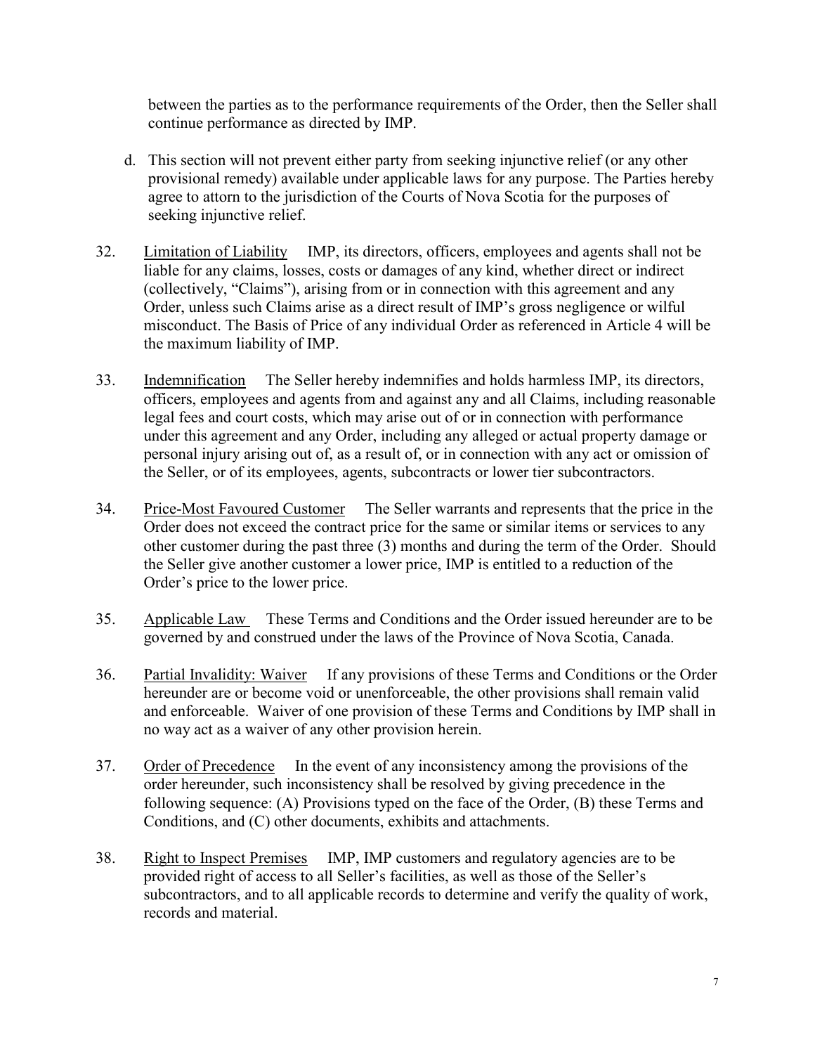between the parties as to the performance requirements of the Order, then the Seller shall continue performance as directed by IMP.

d. This section will not prevent either party from seeking injunctive relief (or any other provisional remedy) available under applicable laws for any purpose. The Parties hereby agree to attorn to the jurisdiction of the Courts of Nova Scotia for the purposes of seeking injunctive relief.

32. Limitation of Liability IMP, its directors, officers, employees and agents shall not be liable for any claims, losses, costs or damages of any kind, whether direct or indirect (collectively, "Claims"), arising from or in connection with this agreement and any Order, unless such Claims arise as a direct result of IMP's gross negligence or wilful misconduct. The Basis of Price of any individual Order as referenced in Article 4 will be the maximum liability of IMP.

33. Indemnification The Seller hereby indemnifies and holds harmless IMP, its directors, officers, employees and agents from and against any and all Claims, including reasonable legal fees and court costs, which may arise out of or in connection with performance under this agreement and any Order, including any alleged or actual property damage or personal injury arising out of, as a result of, or in connection with any act or omission of the Seller, or of its employees, agents, subcontracts or lower tier subcontractors.

34. Price-Most Favoured Customer The Seller warrants and represents that the price in the Order does not exceed the contract price for the same or similar items or services to any other customer during the past three (3) months and during the term of the Order. Should the Seller give another customer a lower price, IMP is entitled to a reduction of the Order's price to the lower price.

35. Applicable Law These Terms and Conditions and the Order issued hereunder are to be governed by and construed under the laws of the Province of Nova Scotia, Canada.

36. Partial Invalidity: Waiver If any provisions of these Terms and Conditions or the Order hereunder are or become void or unenforceable, the other provisions shall remain valid and enforceable. Waiver of one provision of these Terms and Conditions by IMP shall in no way act as a waiver of any other provision herein.

37. Order of Precedence In the event of any inconsistency among the provisions of the order hereunder, such inconsistency shall be resolved by giving precedence in the following sequence: (A) Provisions typed on the face of the Order, (B) these Terms and Conditions, and (C) other documents, exhibits and attachments.

38. Right to Inspect Premises IMP, IMP customers and regulatory agencies are to be provided right of access to all Seller's facilities, as well as those of the Seller's subcontractors, and to all applicable records to determine and verify the quality of work, records and material.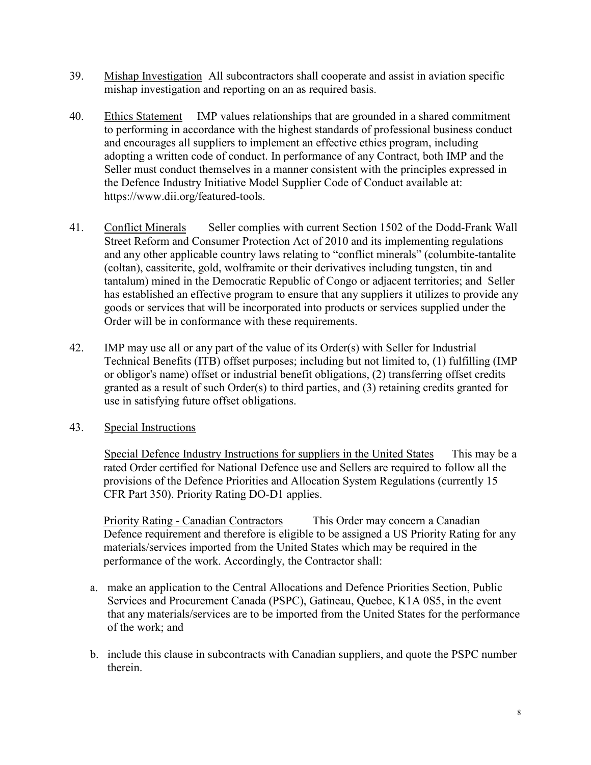39. Mishap Investigation All subcontractors shall cooperate and assist in aviation specific mishap investigation and reporting on an as required basis.

40. Ethics Statement IMP values relationships that are grounded in a shared commitment to performing in accordance with the highest standards of professional business conduct and encourages all suppliers to implement an effective ethics program, including adopting a written code of conduct. In performance of any Contract, both IMP and the Seller must conduct themselves in a manner consistent with the principles expressed in the Defence Industry Initiative Model Supplier Code of Conduct available at: https://www.dii.org/featured-tools.

41. Conflict Minerals Seller complies with current Section 1502 of the Dodd-Frank Wall Street Reform and Consumer Protection Act of 2010 and its implementing regulations and any other applicable country laws relating to "conflict minerals" (columbite-tantalite (coltan), cassiterite, gold, wolframite or their derivatives including tungsten, tin and tantalum) mined in the Democratic Republic of Congo or adjacent territories; and Seller has established an effective program to ensure that any suppliers it utilizes to provide any goods or services that will be incorporated into products or services supplied under the Order will be in conformance with these requirements.

42. IMP may use all or any part of the value of its Order(s) with Seller for Industrial Technical Benefits (ITB) offset purposes; including but not limited to, (1) fulfilling (IMP or obligor's name) offset or industrial benefit obligations, (2) transferring offset credits granted as a result of such Order(s) to third parties, and (3) retaining credits granted for use in satisfying future offset obligations.

43. Special Instructions

Special Defence Industry Instructions for suppliers in the United States This may be a rated Order certified for National Defence use and Sellers are required to follow all the provisions of the Defence Priorities and Allocation System Regulations (currently 15 CFR Part 350). Priority Rating DO-D1 applies.

Priority Rating - Canadian Contractors This Order may concern a Canadian Defence requirement and therefore is eligible to be assigned a US Priority Rating for any materials/services imported from the United States which may be required in the performance of the work. Accordingly, the Contractor shall:

a. make an application to the Central Allocations and Defence Priorities Section, Public Services and Procurement Canada (PSPC), Gatineau, Quebec, K1A 0S5, in the event that any materials/services are to be imported from the United States for the performance of the work; and

b. include this clause in subcontracts with Canadian suppliers, and quote the PSPC number therein.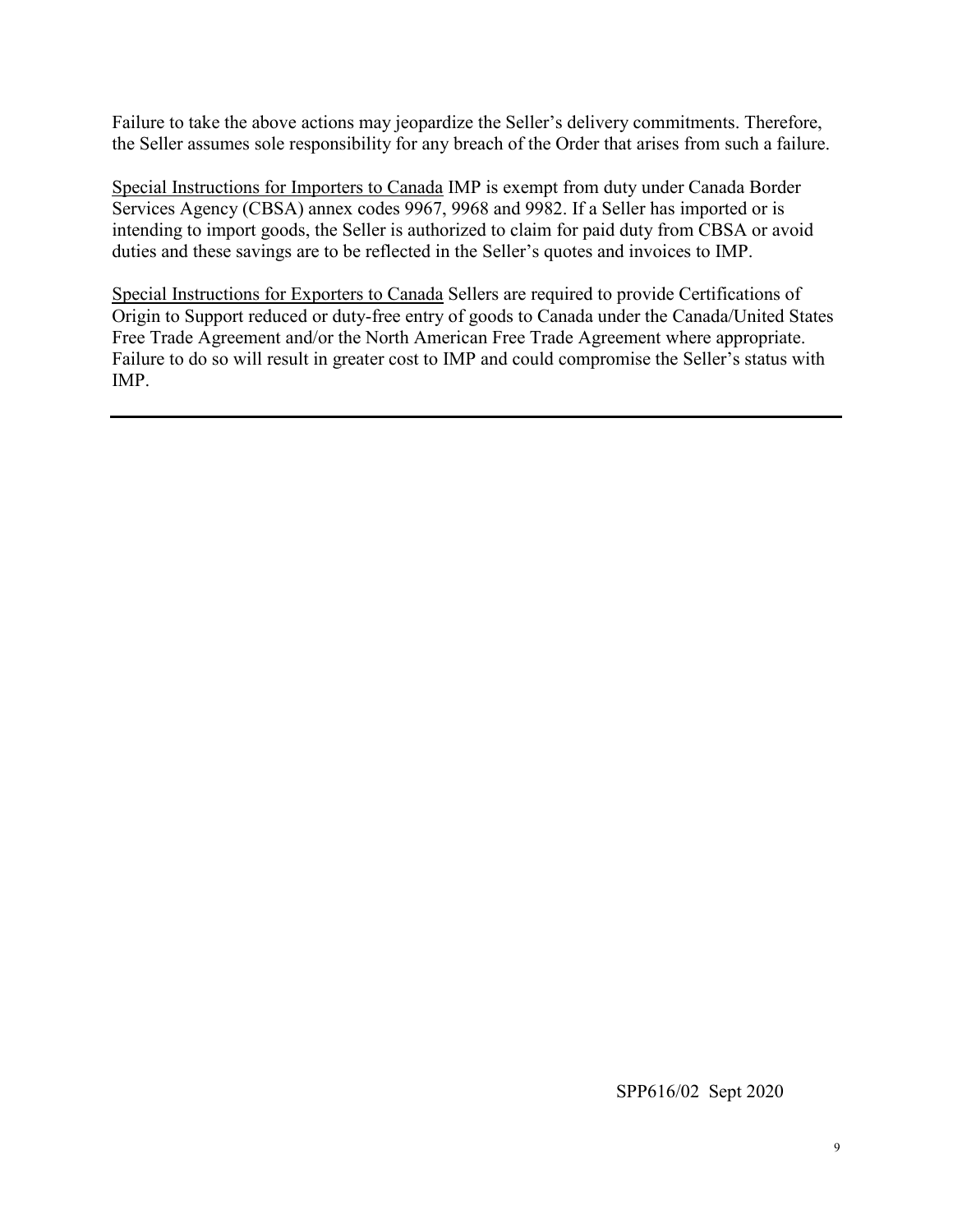Failure to take the above actions may jeopardize the Seller's delivery commitments. Therefore, the Seller assumes sole responsibility for any breach of the Order that arises from such a failure.

<u>Special Instructions for Importers to Canada</u> IMP is exempt from duty under Canada Border Services Agency (CBSA) annex codes 9967, 9968 and 9982. If a Seller has imported or is intending to import goods, the Seller is authorized to claim for paid duty from CBSA or avoid duties and these savings are to be reflected in the Seller's quotes and invoices to IMP.

<u>Special Instructions for Exporters to Canada</u> Sellers are required to provide Certifications of Origin to Support reduced or duty-free entry of goods to Canada under the Canada/United States Free Trade Agreement and/or the North American Free Trade Agreement where appropriate. Failure to do so will result in greater cost to IMP and could compromise the Seller's status with IMP.

---

SPP616/02 Sept 2020